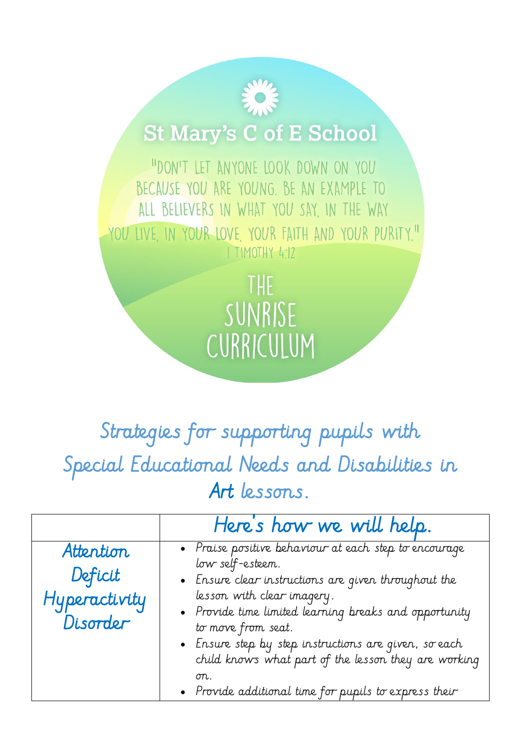# St Mary's C of E School

"Don't let anyone look down on you because you are young. Be an example to all believers in what you say, in the way you live, in your love, your faith and your purity."
1 Timothy 4:12

## The Sunrise Curriculum

## Strategies for supporting pupils with Special Educational Needs and Disabilities in Art lessons.

| | Here's how we will help. |
|---|---|
| Attention Deficit Hyperactivity Disorder | • Praise positive behaviour at each step to encourage low self-esteem.<br>• Ensure clear instructions are given throughout the lesson with clear imagery.<br>• Provide time limited learning breaks and opportunity to move from seat.<br>• Ensure step by step instructions are given, so each child knows what part of the lesson they are working on.<br>• Provide additional time for pupils to express their |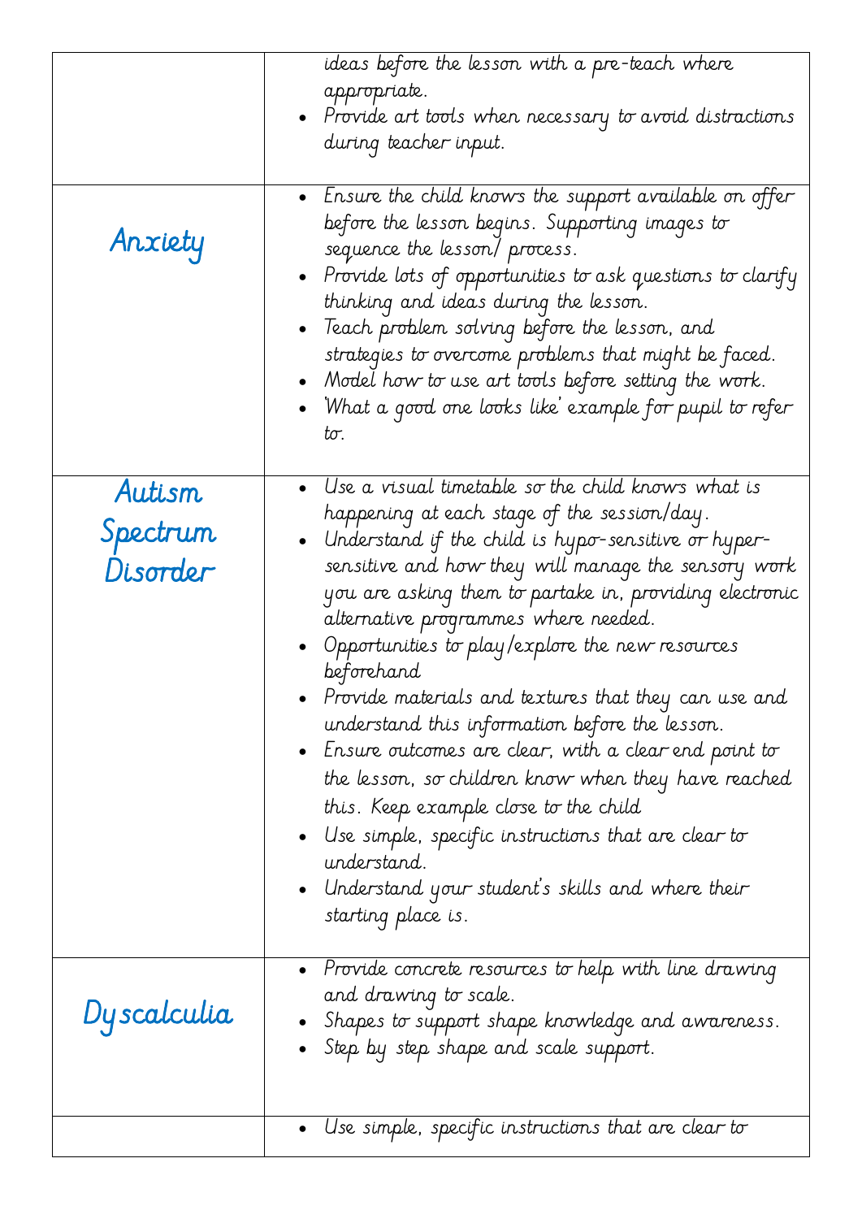| | |
|---|---|
| | ideas before the lesson with a pre-teach where appropriate.<br>• Provide art tools when necessary to avoid distractions during teacher input. |
| Anxiety | • Ensure the child knows the support available on offer before the lesson begins. Supporting images to sequence the lesson/ process.<br>• Provide lots of opportunities to ask questions to clarify thinking and ideas during the lesson.<br>• Teach problem solving before the lesson, and strategies to overcome problems that might be faced.<br>• Model how to use art tools before setting the work.<br>• 'What a good one looks like' example for pupil to refer to. |
| Autism Spectrum Disorder | • Use a visual timetable so the child knows what is happening at each stage of the session/day.<br>• Understand if the child is hypo-sensitive or hyper-sensitive and how they will manage the sensory work you are asking them to partake in, providing electronic alternative programmes where needed.<br>• Opportunities to play/explore the new resources beforehand<br>• Provide materials and textures that they can use and understand this information before the lesson.<br>• Ensure outcomes are clear, with a clear end point to the lesson, so children know when they have reached this. Keep example close to the child<br>• Use simple, specific instructions that are clear to understand.<br>• Understand your student's skills and where their starting place is. |
| Dyscalculia | • Provide concrete resources to help with line drawing and drawing to scale.<br>• Shapes to support shape knowledge and awareness.<br>• Step by step shape and scale support. |
| | • Use simple, specific instructions that are clear to |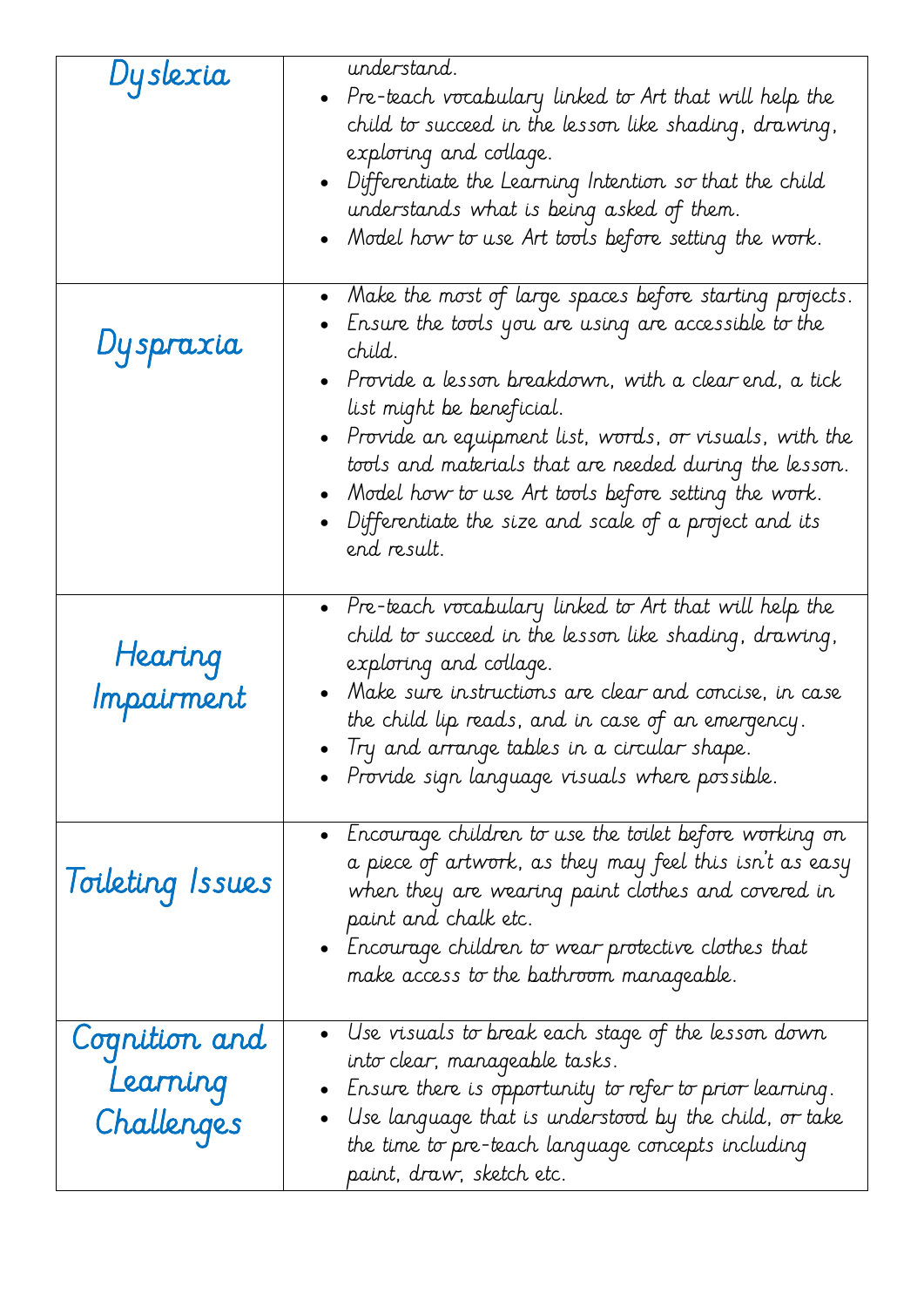| | |
|---|---|
| Dyslexia | understand.<br>• Pre-teach vocabulary linked to Art that will help the child to succeed in the lesson like shading, drawing, exploring and collage.<br>• Differentiate the Learning Intention so that the child understands what is being asked of them.<br>• Model how to use Art tools before setting the work. |
| Dyspraxia | • Make the most of large spaces before starting projects.<br>• Ensure the tools you are using are accessible to the child.<br>• Provide a lesson breakdown, with a clear end, a tick list might be beneficial.<br>• Provide an equipment list, words, or visuals, with the tools and materials that are needed during the lesson.<br>• Model how to use Art tools before setting the work.<br>• Differentiate the size and scale of a project and its end result. |
| Hearing Impairment | • Pre-teach vocabulary linked to Art that will help the child to succeed in the lesson like shading, drawing, exploring and collage.<br>• Make sure instructions are clear and concise, in case the child lip reads, and in case of an emergency.<br>• Try and arrange tables in a circular shape.<br>• Provide sign language visuals where possible. |
| Toileting Issues | • Encourage children to use the toilet before working on a piece of artwork, as they may feel this isn't as easy when they are wearing paint clothes and covered in paint and chalk etc.<br>• Encourage children to wear protective clothes that make access to the bathroom manageable. |
| Cognition and Learning Challenges | • Use visuals to break each stage of the lesson down into clear, manageable tasks.<br>• Ensure there is opportunity to refer to prior learning.<br>• Use language that is understood by the child, or take the time to pre-teach language concepts including paint, draw, sketch etc. |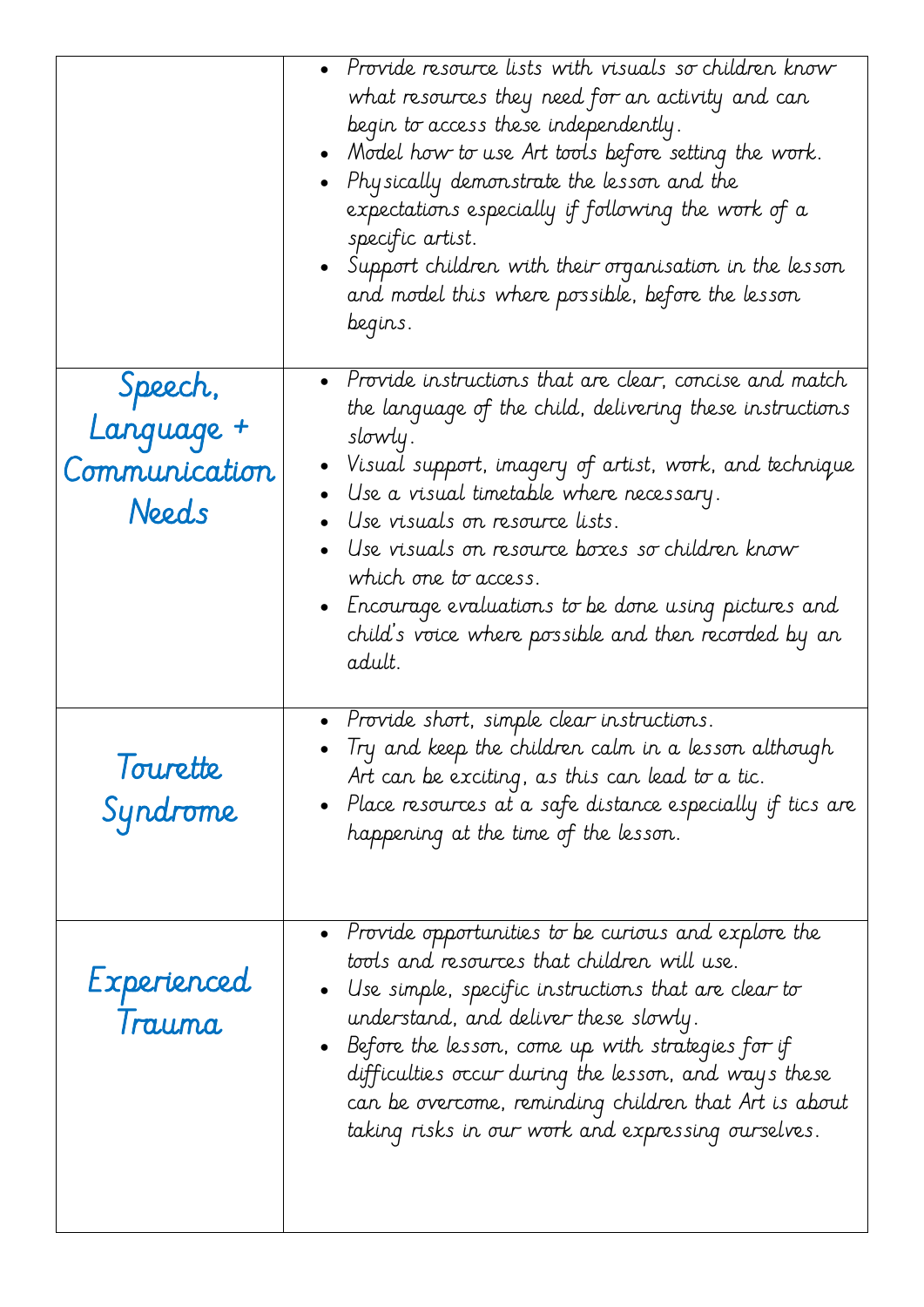| | |
|---|---|
| | • Provide resource lists with visuals so children know what resources they need for an activity and can begin to access these independently.<br>• Model how to use Art tools before setting the work.<br>• Physically demonstrate the lesson and the expectations especially if following the work of a specific artist.<br>• Support children with their organisation in the lesson and model this where possible, before the lesson begins. |
| Speech, Language + Communication Needs | • Provide instructions that are clear, concise and match the language of the child, delivering these instructions slowly.<br>• Visual support, imagery of artist, work, and technique<br>• Use a visual timetable where necessary.<br>• Use visuals on resource lists.<br>• Use visuals on resource boxes so children know which one to access.<br>• Encourage evaluations to be done using pictures and child's voice where possible and then recorded by an adult. |
| Tourette Syndrome | • Provide short, simple clear instructions.<br>• Try and keep the children calm in a lesson although Art can be exciting, as this can lead to a tic.<br>• Place resources at a safe distance especially if tics are happening at the time of the lesson. |
| Experienced Trauma | • Provide opportunities to be curious and explore the tools and resources that children will use.<br>• Use simple, specific instructions that are clear to understand, and deliver these slowly.<br>• Before the lesson, come up with strategies for if difficulties occur during the lesson, and ways these can be overcome, reminding children that Art is about taking risks in our work and expressing ourselves. |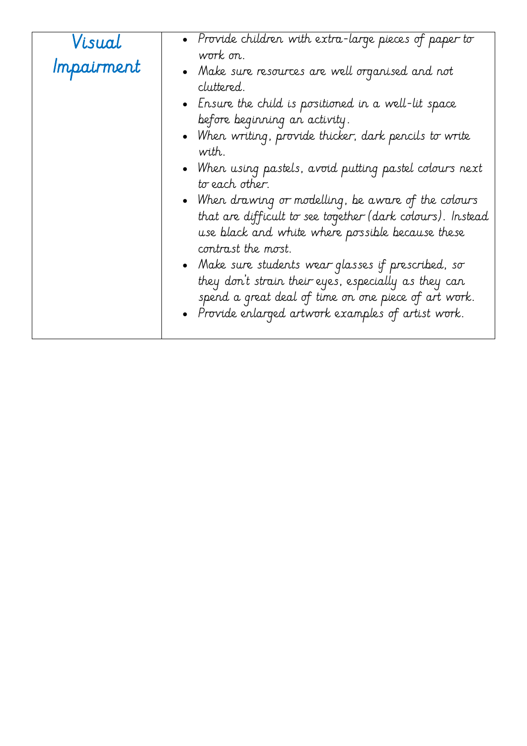| | |
|---|---|
| Visual Impairment | • Provide children with extra-large pieces of paper to work on.<br>• Make sure resources are well organised and not cluttered.<br>• Ensure the child is positioned in a well-lit space before beginning an activity.<br>• When writing, provide thicker, dark pencils to write with.<br>• When using pastels, avoid putting pastel colours next to each other.<br>• When drawing or modelling, be aware of the colours that are difficult to see together (dark colours). Instead use black and white where possible because these contrast the most.<br>• Make sure students wear glasses if prescribed, so they don't strain their eyes, especially as they can spend a great deal of time on one piece of art work.<br>• Provide enlarged artwork examples of artist work. |